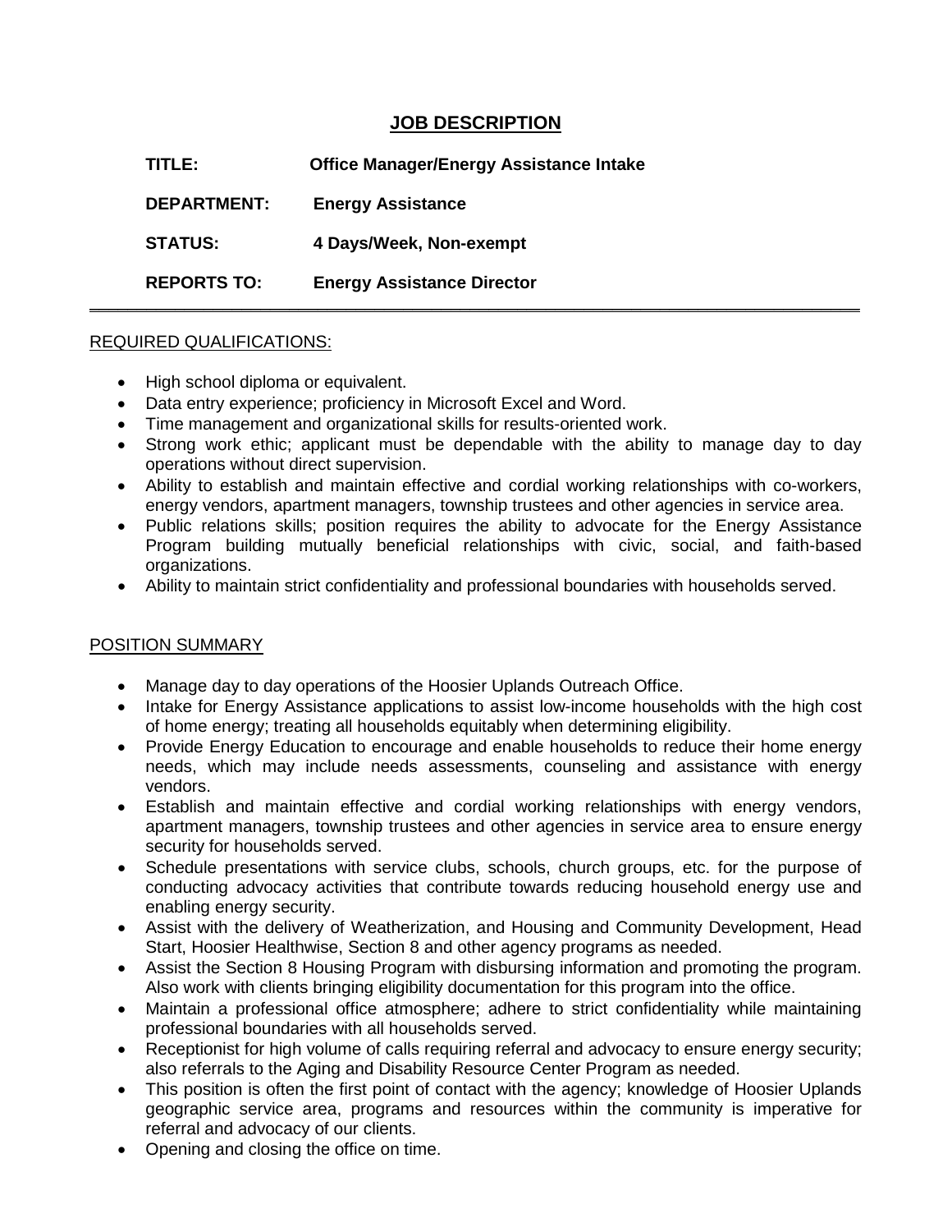# JOB DESCRIPTION

**TITLE:** **Office Manager/Energy Assistance Intake**

**DEPARTMENT:** **Energy Assistance**

**STATUS:** **4 Days/Week, Non-exempt**

**REPORTS TO:** **Energy Assistance Director**

---

## REQUIRED QUALIFICATIONS:

- High school diploma or equivalent.
- Data entry experience; proficiency in Microsoft Excel and Word.
- Time management and organizational skills for results-oriented work.
- Strong work ethic; applicant must be dependable with the ability to manage day to day operations without direct supervision.
- Ability to establish and maintain effective and cordial working relationships with co-workers, energy vendors, apartment managers, township trustees and other agencies in service area.
- Public relations skills; position requires the ability to advocate for the Energy Assistance Program building mutually beneficial relationships with civic, social, and faith-based organizations.
- Ability to maintain strict confidentiality and professional boundaries with households served.

## POSITION SUMMARY

- Manage day to day operations of the Hoosier Uplands Outreach Office.
- Intake for Energy Assistance applications to assist low-income households with the high cost of home energy; treating all households equitably when determining eligibility.
- Provide Energy Education to encourage and enable households to reduce their home energy needs, which may include needs assessments, counseling and assistance with energy vendors.
- Establish and maintain effective and cordial working relationships with energy vendors, apartment managers, township trustees and other agencies in service area to ensure energy security for households served.
- Schedule presentations with service clubs, schools, church groups, etc. for the purpose of conducting advocacy activities that contribute towards reducing household energy use and enabling energy security.
- Assist with the delivery of Weatherization, and Housing and Community Development, Head Start, Hoosier Healthwise, Section 8 and other agency programs as needed.
- Assist the Section 8 Housing Program with disbursing information and promoting the program. Also work with clients bringing eligibility documentation for this program into the office.
- Maintain a professional office atmosphere; adhere to strict confidentiality while maintaining professional boundaries with all households served.
- Receptionist for high volume of calls requiring referral and advocacy to ensure energy security; also referrals to the Aging and Disability Resource Center Program as needed.
- This position is often the first point of contact with the agency; knowledge of Hoosier Uplands geographic service area, programs and resources within the community is imperative for referral and advocacy of our clients.
- Opening and closing the office on time.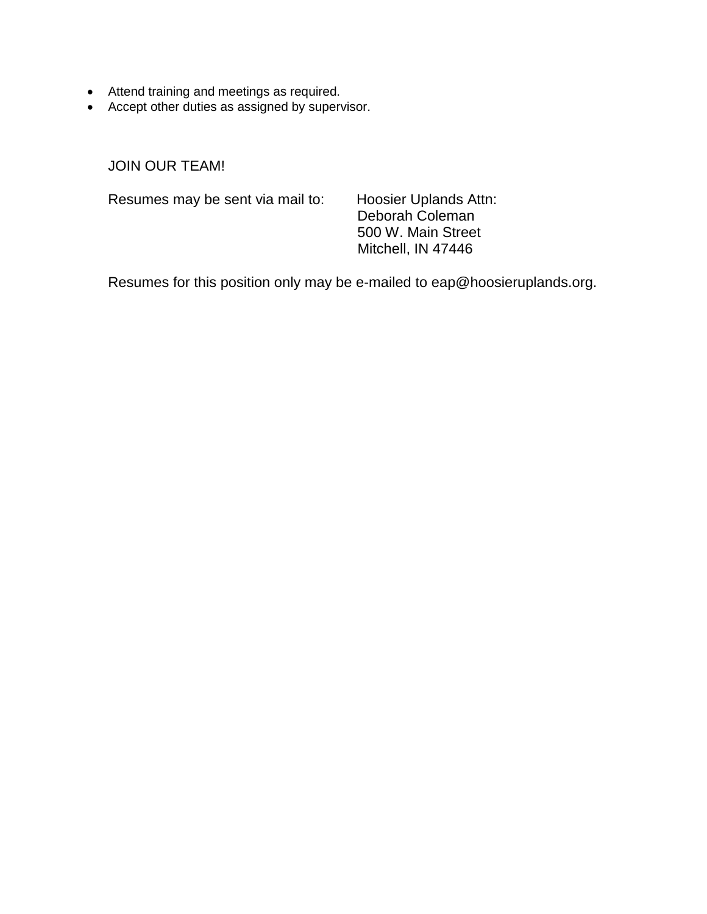- Attend training and meetings as required.
- Accept other duties as assigned by supervisor.

JOIN OUR TEAM!

Resumes may be sent via mail to:

Hoosier Uplands Attn:  
Deborah Coleman  
500 W. Main Street  
Mitchell, IN 47446

Resumes for this position only may be e-mailed to eap@hoosieruplands.org.